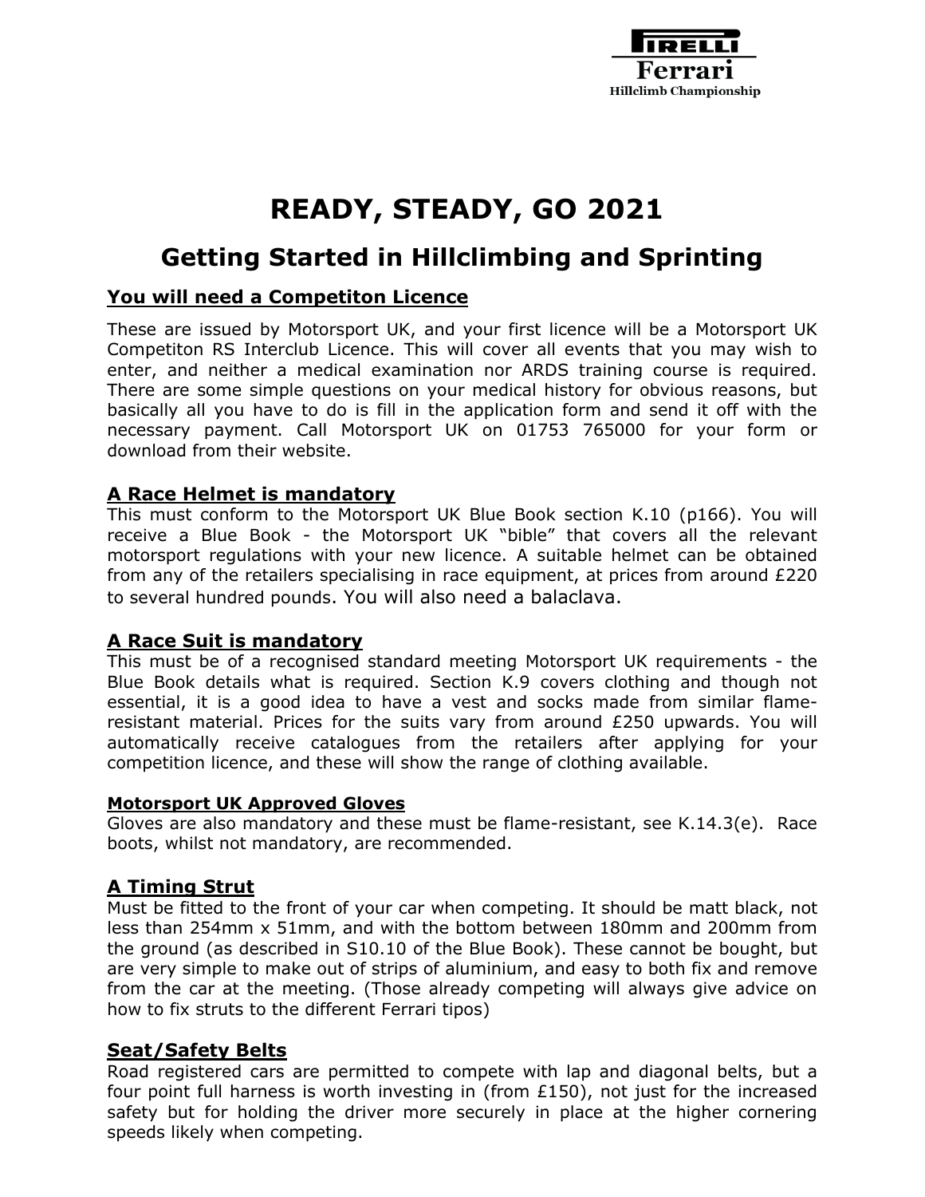Pirelli Ferrari Hillclimb Championship

# READY, STEADY, GO 2021

## Getting Started in Hillclimbing and Sprinting

### You will need a Competiton Licence

These are issued by Motorsport UK, and your first licence will be a Motorsport UK Competiton RS Interclub Licence. This will cover all events that you may wish to enter, and neither a medical examination nor ARDS training course is required. There are some simple questions on your medical history for obvious reasons, but basically all you have to do is fill in the application form and send it off with the necessary payment. Call Motorsport UK on 01753 765000 for your form or download from their website.

### A Race Helmet is mandatory

This must conform to the Motorsport UK Blue Book section K.10 (p166). You will receive a Blue Book - the Motorsport UK "bible" that covers all the relevant motorsport regulations with your new licence. A suitable helmet can be obtained from any of the retailers specialising in race equipment, at prices from around £220 to several hundred pounds. You will also need a balaclava.

### A Race Suit is mandatory

This must be of a recognised standard meeting Motorsport UK requirements - the Blue Book details what is required. Section K.9 covers clothing and though not essential, it is a good idea to have a vest and socks made from similar flame-resistant material. Prices for the suits vary from around £250 upwards. You will automatically receive catalogues from the retailers after applying for your competition licence, and these will show the range of clothing available.

#### Motorsport UK Approved Gloves

Gloves are also mandatory and these must be flame-resistant, see K.14.3(e). Race boots, whilst not mandatory, are recommended.

### A Timing Strut

Must be fitted to the front of your car when competing. It should be matt black, not less than 254mm x 51mm, and with the bottom between 180mm and 200mm from the ground (as described in S10.10 of the Blue Book). These cannot be bought, but are very simple to make out of strips of aluminium, and easy to both fix and remove from the car at the meeting. (Those already competing will always give advice on how to fix struts to the different Ferrari tipos)

### Seat/Safety Belts

Road registered cars are permitted to compete with lap and diagonal belts, but a four point full harness is worth investing in (from £150), not just for the increased safety but for holding the driver more securely in place at the higher cornering speeds likely when competing.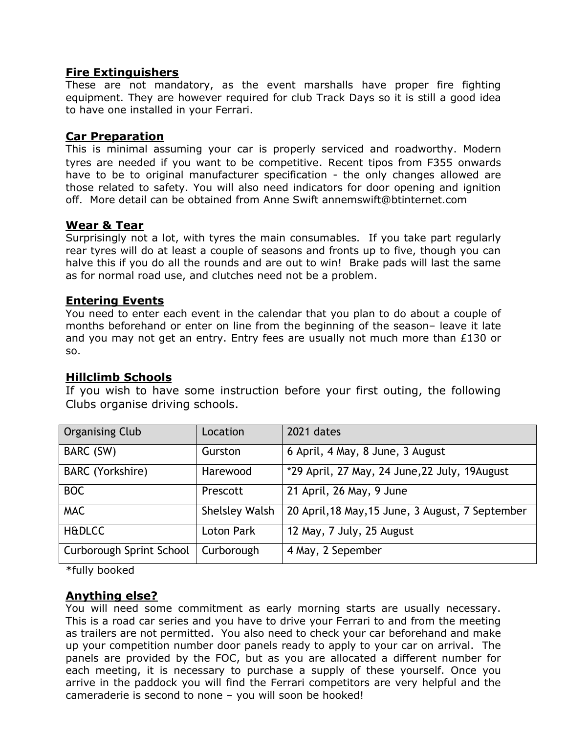## Fire Extinguishers

These are not mandatory, as the event marshalls have proper fire fighting equipment. They are however required for club Track Days so it is still a good idea to have one installed in your Ferrari.

## Car Preparation

This is minimal assuming your car is properly serviced and roadworthy. Modern tyres are needed if you want to be competitive. Recent tipos from F355 onwards have to be to original manufacturer specification - the only changes allowed are those related to safety. You will also need indicators for door opening and ignition off. More detail can be obtained from Anne Swift annemswift@btinternet.com

## Wear & Tear

Surprisingly not a lot, with tyres the main consumables. If you take part regularly rear tyres will do at least a couple of seasons and fronts up to five, though you can halve this if you do all the rounds and are out to win! Brake pads will last the same as for normal road use, and clutches need not be a problem.

## Entering Events

You need to enter each event in the calendar that you plan to do about a couple of months beforehand or enter on line from the beginning of the season– leave it late and you may not get an entry. Entry fees are usually not much more than £130 or so.

## Hillclimb Schools

If you wish to have some instruction before your first outing, the following Clubs organise driving schools.

| Organising Club | Location | 2021 dates |
|---|---|---|
| BARC (SW) | Gurston | 6 April, 4 May, 8 June, 3 August |
| BARC (Yorkshire) | Harewood | *29 April, 27 May, 24 June,22 July, 19August |
| BOC | Prescott | 21 April, 26 May, 9 June |
| MAC | Shelsley Walsh | 20 April,18 May,15 June, 3 August, 7 September |
| H&DLCC | Loton Park | 12 May, 7 July, 25 August |
| Curborough Sprint School | Curborough | 4 May, 2 Sepember |

*fully booked

## Anything else?

You will need some commitment as early morning starts are usually necessary. This is a road car series and you have to drive your Ferrari to and from the meeting as trailers are not permitted. You also need to check your car beforehand and make up your competition number door panels ready to apply to your car on arrival. The panels are provided by the FOC, but as you are allocated a different number for each meeting, it is necessary to purchase a supply of these yourself. Once you arrive in the paddock you will find the Ferrari competitors are very helpful and the cameraderie is second to none – you will soon be hooked!